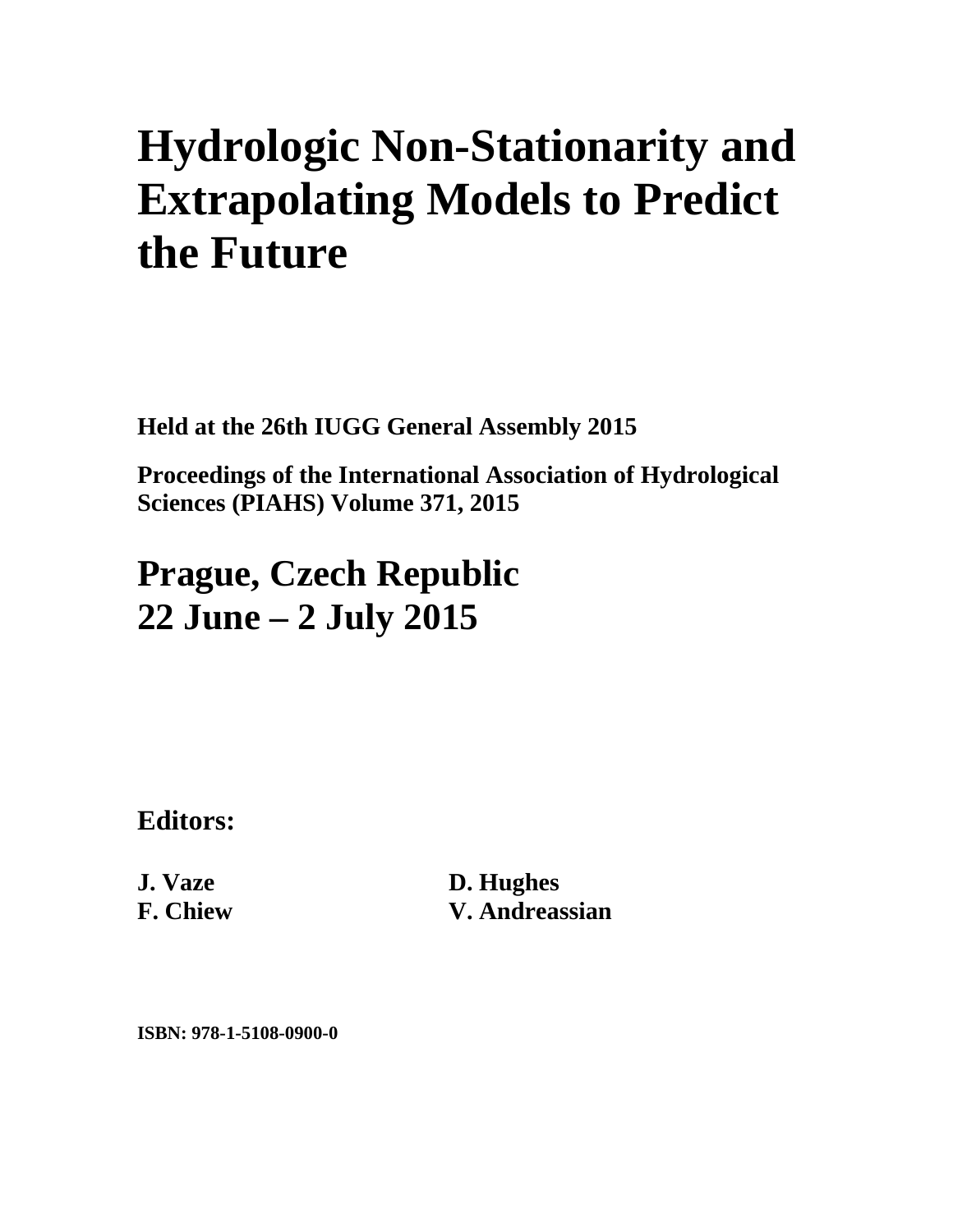# Hydrologic Non-Stationarity and Extrapolating Models to Predict the Future

**Held at the 26th IUGG General Assembly 2015**

**Proceedings of the International Association of Hydrological Sciences (PIAHS) Volume 371, 2015**

## Prague, Czech Republic
## 22 June – 2 July 2015

### Editors:

**J. Vaze**
**F. Chiew**

**D. Hughes**
**V. Andreassian**

**ISBN: 978-1-5108-0900-0**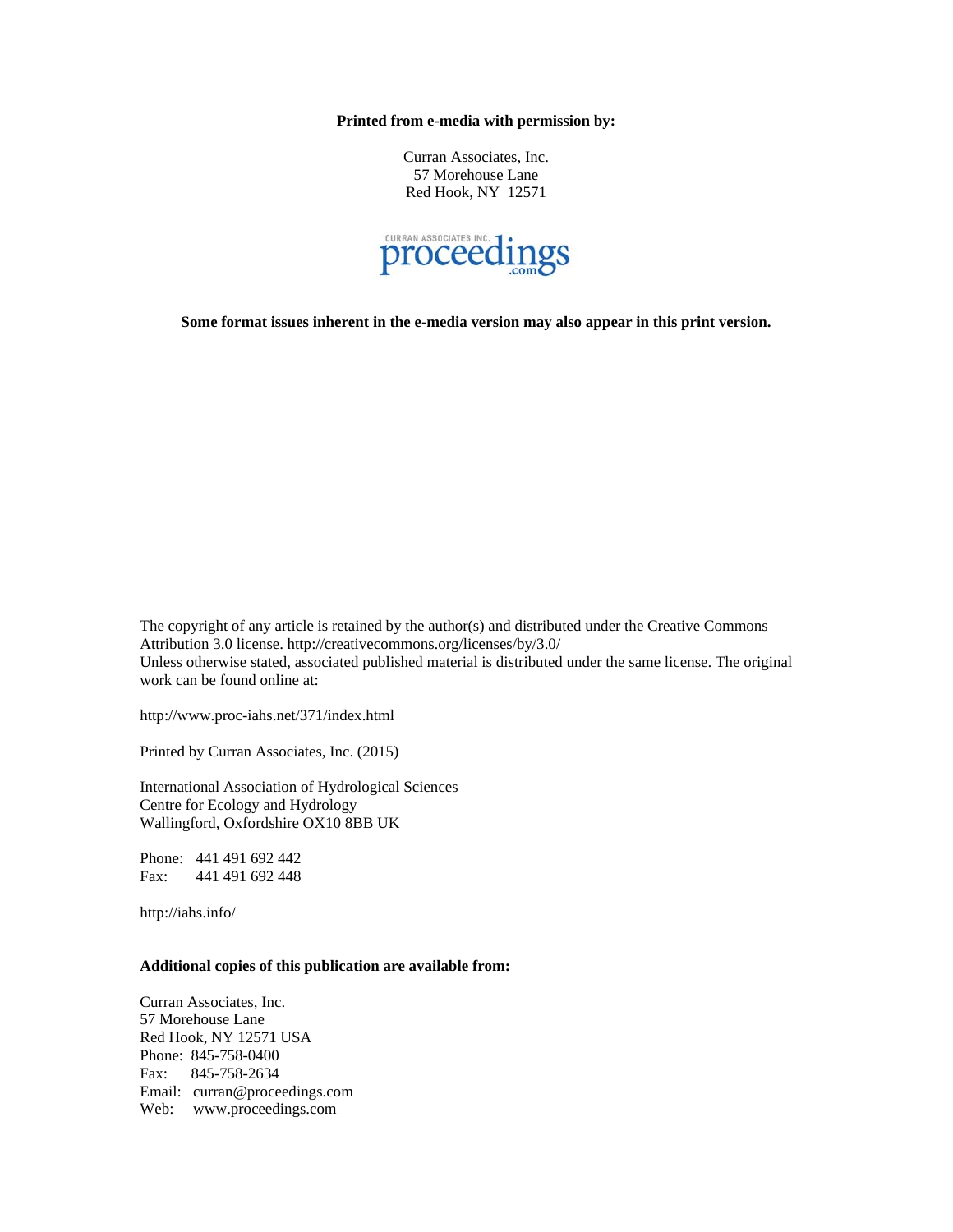**Printed from e-media with permission by:**

Curran Associates, Inc.
57 Morehouse Lane
Red Hook, NY 12571

**Some format issues inherent in the e-media version may also appear in this print version.**

The copyright of any article is retained by the author(s) and distributed under the Creative Commons Attribution 3.0 license. http://creativecommons.org/licenses/by/3.0/
Unless otherwise stated, associated published material is distributed under the same license. The original work can be found online at:

http://www.proc-iahs.net/371/index.html

Printed by Curran Associates, Inc. (2015)

International Association of Hydrological Sciences
Centre for Ecology and Hydrology
Wallingford, Oxfordshire OX10 8BB UK

Phone: 441 491 692 442
Fax: 441 491 692 448

http://iahs.info/

**Additional copies of this publication are available from:**

Curran Associates, Inc.
57 Morehouse Lane
Red Hook, NY 12571 USA
Phone: 845-758-0400
Fax: 845-758-2634
Email: curran@proceedings.com
Web: www.proceedings.com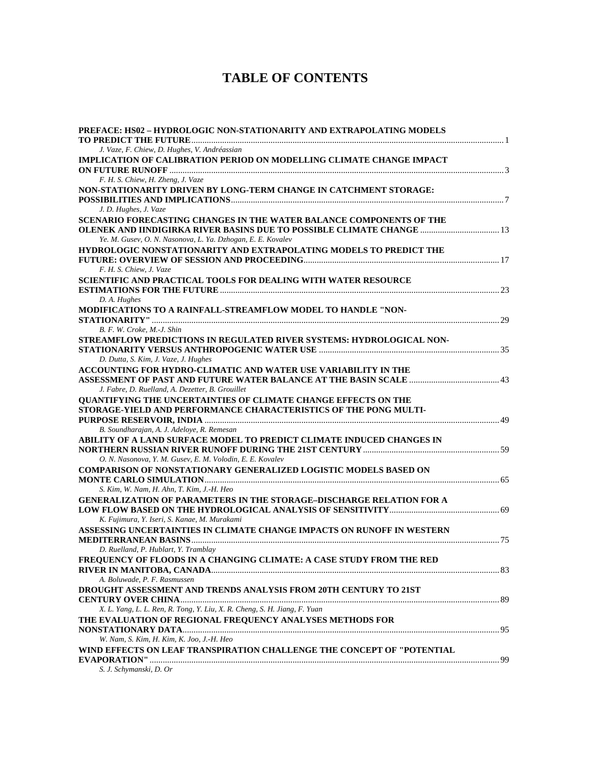# TABLE OF CONTENTS

**PREFACE: HS02 – HYDROLOGIC NON-STATIONARITY AND EXTRAPOLATING MODELS TO PREDICT THE FUTURE** ........ 1
*J. Vaze, F. Chiew, D. Hughes, V. Andréassian*

**IMPLICATION OF CALIBRATION PERIOD ON MODELLING CLIMATE CHANGE IMPACT ON FUTURE RUNOFF** ........ 3
*F. H. S. Chiew, H. Zheng, J. Vaze*

**NON-STATIONARITY DRIVEN BY LONG-TERM CHANGE IN CATCHMENT STORAGE: POSSIBILITIES AND IMPLICATIONS** ........ 7
*J. D. Hughes, J. Vaze*

**SCENARIO FORECASTING CHANGES IN THE WATER BALANCE COMPONENTS OF THE OLENEK AND IINDIGIRKA RIVER BASINS DUE TO POSSIBLE CLIMATE CHANGE** ........ 13
*Ye. M. Gusev, O. N. Nasonova, L. Ya. Dzhogan, E. E. Kovalev*

**HYDROLOGIC NONSTATIONARITY AND EXTRAPOLATING MODELS TO PREDICT THE FUTURE: OVERVIEW OF SESSION AND PROCEEDING** ........ 17
*F. H. S. Chiew, J. Vaze*

**SCIENTIFIC AND PRACTICAL TOOLS FOR DEALING WITH WATER RESOURCE ESTIMATIONS FOR THE FUTURE** ........ 23
*D. A. Hughes*

**MODIFICATIONS TO A RAINFALL-STREAMFLOW MODEL TO HANDLE "NON-STATIONARITY"** ........ 29
*B. F. W. Croke, M.-J. Shin*

**STREAMFLOW PREDICTIONS IN REGULATED RIVER SYSTEMS: HYDROLOGICAL NON-STATIONARITY VERSUS ANTHROPOGENIC WATER USE** ........ 35
*D. Dutta, S. Kim, J. Vaze, J. Hughes*

**ACCOUNTING FOR HYDRO-CLIMATIC AND WATER USE VARIABILITY IN THE ASSESSMENT OF PAST AND FUTURE WATER BALANCE AT THE BASIN SCALE** ........ 43
*J. Fabre, D. Ruelland, A. Dezetter, B. Grouillet*

**QUANTIFYING THE UNCERTAINTIES OF CLIMATE CHANGE EFFECTS ON THE STORAGE-YIELD AND PERFORMANCE CHARACTERISTICS OF THE PONG MULTI-PURPOSE RESERVOIR, INDIA** ........ 49
*B. Soundharajan, A. J. Adeloye, R. Remesan*

**ABILITY OF A LAND SURFACE MODEL TO PREDICT CLIMATE INDUCED CHANGES IN NORTHERN RUSSIAN RIVER RUNOFF DURING THE 21ST CENTURY** ........ 59
*O. N. Nasonova, Y. M. Gusev, E. M. Volodin, E. E. Kovalev*

**COMPARISON OF NONSTATIONARY GENERALIZED LOGISTIC MODELS BASED ON MONTE CARLO SIMULATION** ........ 65
*S. Kim, W. Nam, H. Ahn, T. Kim, J.-H. Heo*

**GENERALIZATION OF PARAMETERS IN THE STORAGE–DISCHARGE RELATION FOR A LOW FLOW BASED ON THE HYDROLOGICAL ANALYSIS OF SENSITIVITY** ........ 69
*K. Fujimura, Y. Iseri, S. Kanae, M. Murakami*

**ASSESSING UNCERTAINTIES IN CLIMATE CHANGE IMPACTS ON RUNOFF IN WESTERN MEDITERRANEAN BASINS** ........ 75
*D. Ruelland, P. Hublart, Y. Tramblay*

**FREQUENCY OF FLOODS IN A CHANGING CLIMATE: A CASE STUDY FROM THE RED RIVER IN MANITOBA, CANADA** ........ 83
*A. Boluwade, P. F. Rasmussen*

**DROUGHT ASSESSMENT AND TRENDS ANALYSIS FROM 20TH CENTURY TO 21ST CENTURY OVER CHINA** ........ 89
*X. L. Yang, L. L. Ren, R. Tong, Y. Liu, X. R. Cheng, S. H. Jiang, F. Yuan*

**THE EVALUATION OF REGIONAL FREQUENCY ANALYSES METHODS FOR NONSTATIONARY DATA** ........ 95
*W. Nam, S. Kim, H. Kim, K. Joo, J.-H. Heo*

**WIND EFFECTS ON LEAF TRANSPIRATION CHALLENGE THE CONCEPT OF "POTENTIAL EVAPORATION"** ........ 99
*S. J. Schymanski, D. Or*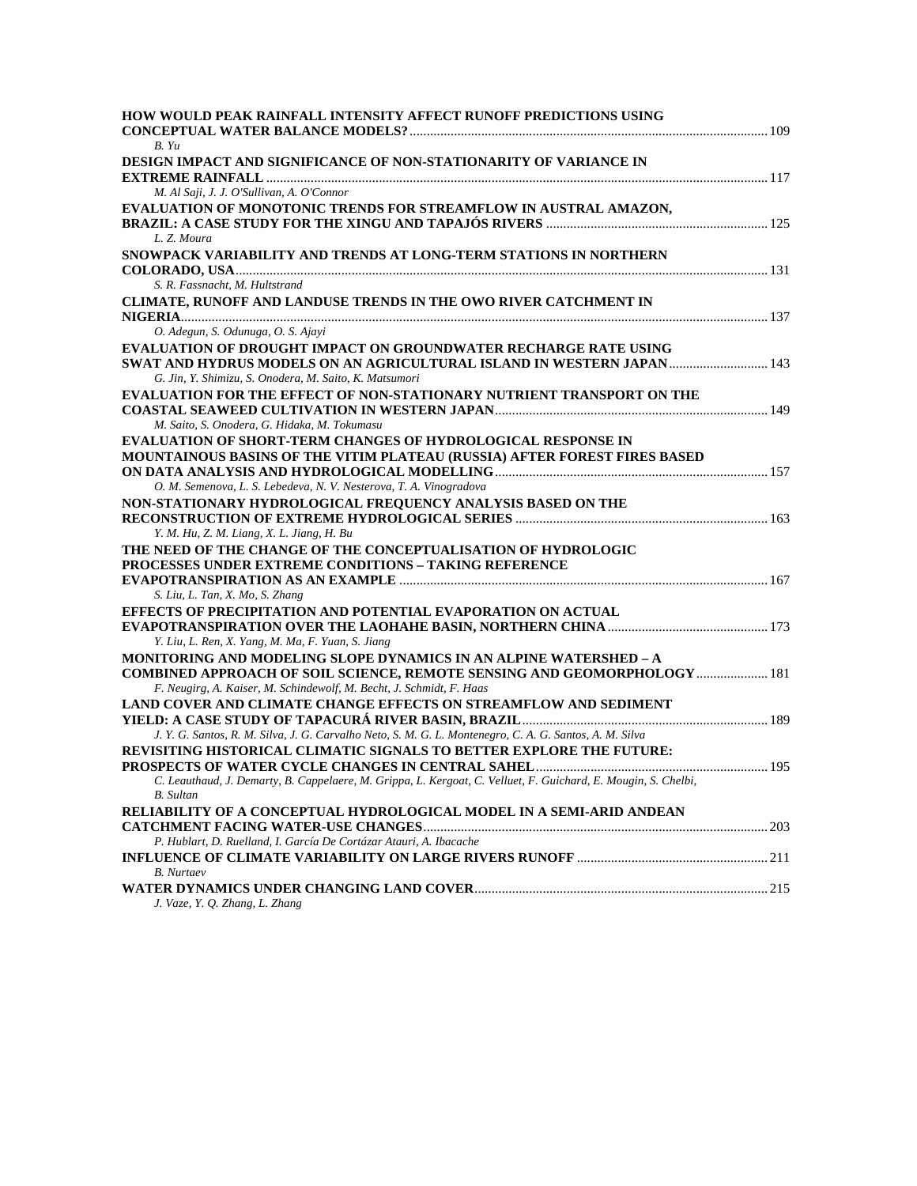**HOW WOULD PEAK RAINFALL INTENSITY AFFECT RUNOFF PREDICTIONS USING CONCEPTUAL WATER BALANCE MODELS?** ........ 109
*B. Yu*

**DESIGN IMPACT AND SIGNIFICANCE OF NON-STATIONARITY OF VARIANCE IN EXTREME RAINFALL** ........ 117
*M. Al Saji, J. J. O'Sullivan, A. O'Connor*

**EVALUATION OF MONOTONIC TRENDS FOR STREAMFLOW IN AUSTRAL AMAZON, BRAZIL: A CASE STUDY FOR THE XINGU AND TAPAJÓS RIVERS** ........ 125
*L. Z. Moura*

**SNOWPACK VARIABILITY AND TRENDS AT LONG-TERM STATIONS IN NORTHERN COLORADO, USA** ........ 131
*S. R. Fassnacht, M. Hultstrand*

**CLIMATE, RUNOFF AND LANDUSE TRENDS IN THE OWO RIVER CATCHMENT IN NIGERIA** ........ 137
*O. Adegun, S. Odunuga, O. S. Ajayi*

**EVALUATION OF DROUGHT IMPACT ON GROUNDWATER RECHARGE RATE USING SWAT AND HYDRUS MODELS ON AN AGRICULTURAL ISLAND IN WESTERN JAPAN** ........ 143
*G. Jin, Y. Shimizu, S. Onodera, M. Saito, K. Matsumori*

**EVALUATION FOR THE EFFECT OF NON-STATIONARY NUTRIENT TRANSPORT ON THE COASTAL SEAWEED CULTIVATION IN WESTERN JAPAN** ........ 149
*M. Saito, S. Onodera, G. Hidaka, M. Tokumasu*

**EVALUATION OF SHORT-TERM CHANGES OF HYDROLOGICAL RESPONSE IN MOUNTAINOUS BASINS OF THE VITIM PLATEAU (RUSSIA) AFTER FOREST FIRES BASED ON DATA ANALYSIS AND HYDROLOGICAL MODELLING** ........ 157
*O. M. Semenova, L. S. Lebedeva, N. V. Nesterova, T. A. Vinogradova*

**NON-STATIONARY HYDROLOGICAL FREQUENCY ANALYSIS BASED ON THE RECONSTRUCTION OF EXTREME HYDROLOGICAL SERIES** ........ 163
*Y. M. Hu, Z. M. Liang, X. L. Jiang, H. Bu*

**THE NEED OF THE CHANGE OF THE CONCEPTUALISATION OF HYDROLOGIC PROCESSES UNDER EXTREME CONDITIONS – TAKING REFERENCE EVAPOTRANSPIRATION AS AN EXAMPLE** ........ 167
*S. Liu, L. Tan, X. Mo, S. Zhang*

**EFFECTS OF PRECIPITATION AND POTENTIAL EVAPORATION ON ACTUAL EVAPOTRANSPIRATION OVER THE LAOHAHE BASIN, NORTHERN CHINA** ........ 173
*Y. Liu, L. Ren, X. Yang, M. Ma, F. Yuan, S. Jiang*

**MONITORING AND MODELING SLOPE DYNAMICS IN AN ALPINE WATERSHED – A COMBINED APPROACH OF SOIL SCIENCE, REMOTE SENSING AND GEOMORPHOLOGY** ........ 181
*F. Neugirg, A. Kaiser, M. Schindewolf, M. Becht, J. Schmidt, F. Haas*

**LAND COVER AND CLIMATE CHANGE EFFECTS ON STREAMFLOW AND SEDIMENT YIELD: A CASE STUDY OF TAPACURÁ RIVER BASIN, BRAZIL** ........ 189
*J. Y. G. Santos, R. M. Silva, J. G. Carvalho Neto, S. M. G. L. Montenegro, C. A. G. Santos, A. M. Silva*

**REVISITING HISTORICAL CLIMATIC SIGNALS TO BETTER EXPLORE THE FUTURE: PROSPECTS OF WATER CYCLE CHANGES IN CENTRAL SAHEL** ........ 195
*C. Leauthaud, J. Demarty, B. Cappelaere, M. Grippa, L. Kergoat, C. Velluet, F. Guichard, E. Mougin, S. Chelbi, B. Sultan*

**RELIABILITY OF A CONCEPTUAL HYDROLOGICAL MODEL IN A SEMI-ARID ANDEAN CATCHMENT FACING WATER-USE CHANGES** ........ 203
*P. Hublart, D. Ruelland, I. García De Cortázar Atauri, A. Ibacache*

**INFLUENCE OF CLIMATE VARIABILITY ON LARGE RIVERS RUNOFF** ........ 211
*B. Nurtaev*

**WATER DYNAMICS UNDER CHANGING LAND COVER** ........ 215
*J. Vaze, Y. Q. Zhang, L. Zhang*